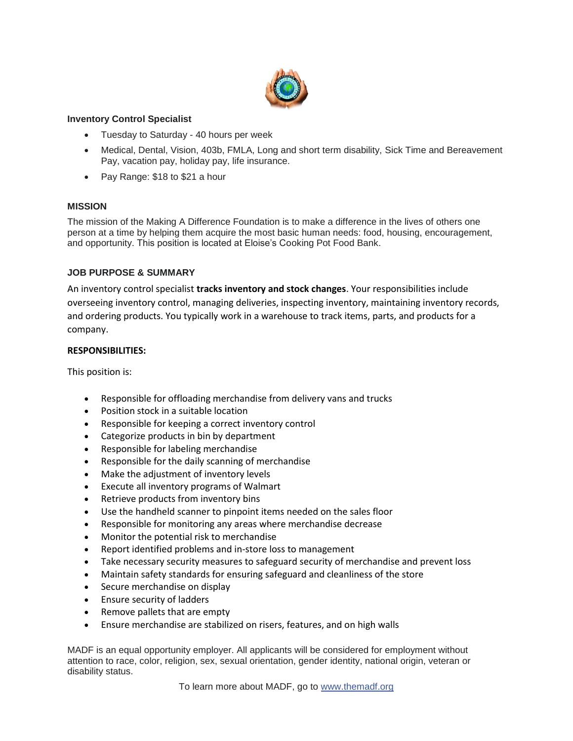**Inventory Control Specialist**

- Tuesday to Saturday - 40 hours per week
- Medical, Dental, Vision, 403b, FMLA, Long and short term disability, Sick Time and Bereavement Pay, vacation pay, holiday pay, life insurance.
- Pay Range: $18 to $21 a hour

## MISSION

The mission of the Making A Difference Foundation is to make a difference in the lives of others one person at a time by helping them acquire the most basic human needs: food, housing, encouragement, and opportunity. This position is located at Eloise's Cooking Pot Food Bank.

## JOB PURPOSE & SUMMARY

An inventory control specialist **tracks inventory and stock changes**. Your responsibilities include overseeing inventory control, managing deliveries, inspecting inventory, maintaining inventory records, and ordering products. You typically work in a warehouse to track items, parts, and products for a company.

**RESPONSIBILITIES:**

This position is:

- Responsible for offloading merchandise from delivery vans and trucks
- Position stock in a suitable location
- Responsible for keeping a correct inventory control
- Categorize products in bin by department
- Responsible for labeling merchandise
- Responsible for the daily scanning of merchandise
- Make the adjustment of inventory levels
- Execute all inventory programs of Walmart
- Retrieve products from inventory bins
- Use the handheld scanner to pinpoint items needed on the sales floor
- Responsible for monitoring any areas where merchandise decrease
- Monitor the potential risk to merchandise
- Report identified problems and in-store loss to management
- Take necessary security measures to safeguard security of merchandise and prevent loss
- Maintain safety standards for ensuring safeguard and cleanliness of the store
- Secure merchandise on display
- Ensure security of ladders
- Remove pallets that are empty
- Ensure merchandise are stabilized on risers, features, and on high walls

MADF is an equal opportunity employer. All applicants will be considered for employment without attention to race, color, religion, sex, sexual orientation, gender identity, national origin, veteran or disability status.

To learn more about MADF, go to www.themadf.org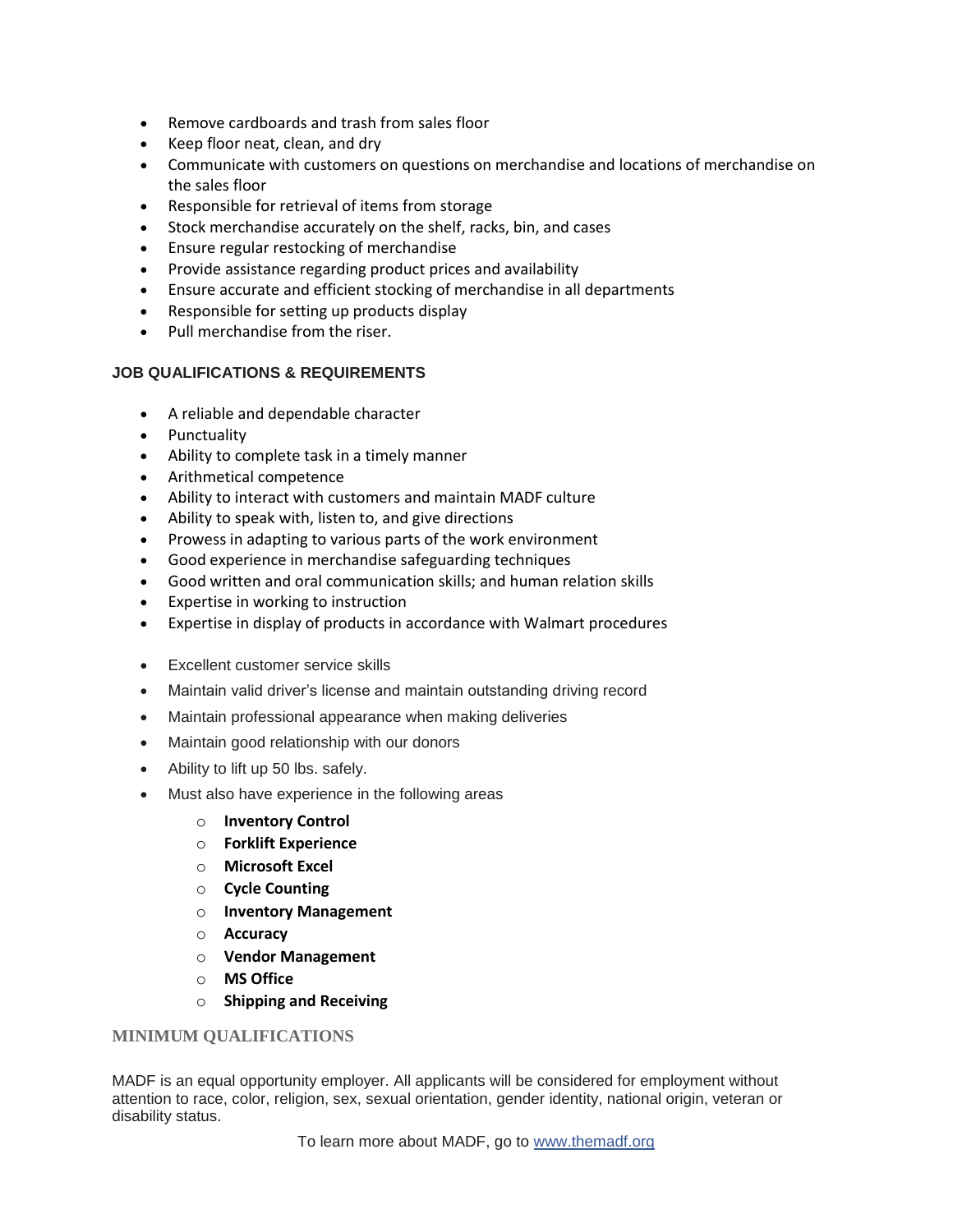- Remove cardboards and trash from sales floor
- Keep floor neat, clean, and dry
- Communicate with customers on questions on merchandise and locations of merchandise on the sales floor
- Responsible for retrieval of items from storage
- Stock merchandise accurately on the shelf, racks, bin, and cases
- Ensure regular restocking of merchandise
- Provide assistance regarding product prices and availability
- Ensure accurate and efficient stocking of merchandise in all departments
- Responsible for setting up products display
- Pull merchandise from the riser.

### JOB QUALIFICATIONS & REQUIREMENTS

- A reliable and dependable character
- Punctuality
- Ability to complete task in a timely manner
- Arithmetical competence
- Ability to interact with customers and maintain MADF culture
- Ability to speak with, listen to, and give directions
- Prowess in adapting to various parts of the work environment
- Good experience in merchandise safeguarding techniques
- Good written and oral communication skills; and human relation skills
- Expertise in working to instruction
- Expertise in display of products in accordance with Walmart procedures
- Excellent customer service skills
- Maintain valid driver's license and maintain outstanding driving record
- Maintain professional appearance when making deliveries
- Maintain good relationship with our donors
- Ability to lift up 50 lbs. safely.
- Must also have experience in the following areas
  - **Inventory Control**
  - **Forklift Experience**
  - **Microsoft Excel**
  - **Cycle Counting**
  - **Inventory Management**
  - **Accuracy**
  - **Vendor Management**
  - **MS Office**
  - **Shipping and Receiving**

### MINIMUM QUALIFICATIONS

MADF is an equal opportunity employer. All applicants will be considered for employment without attention to race, color, religion, sex, sexual orientation, gender identity, national origin, veteran or disability status.

To learn more about MADF, go to www.themadf.org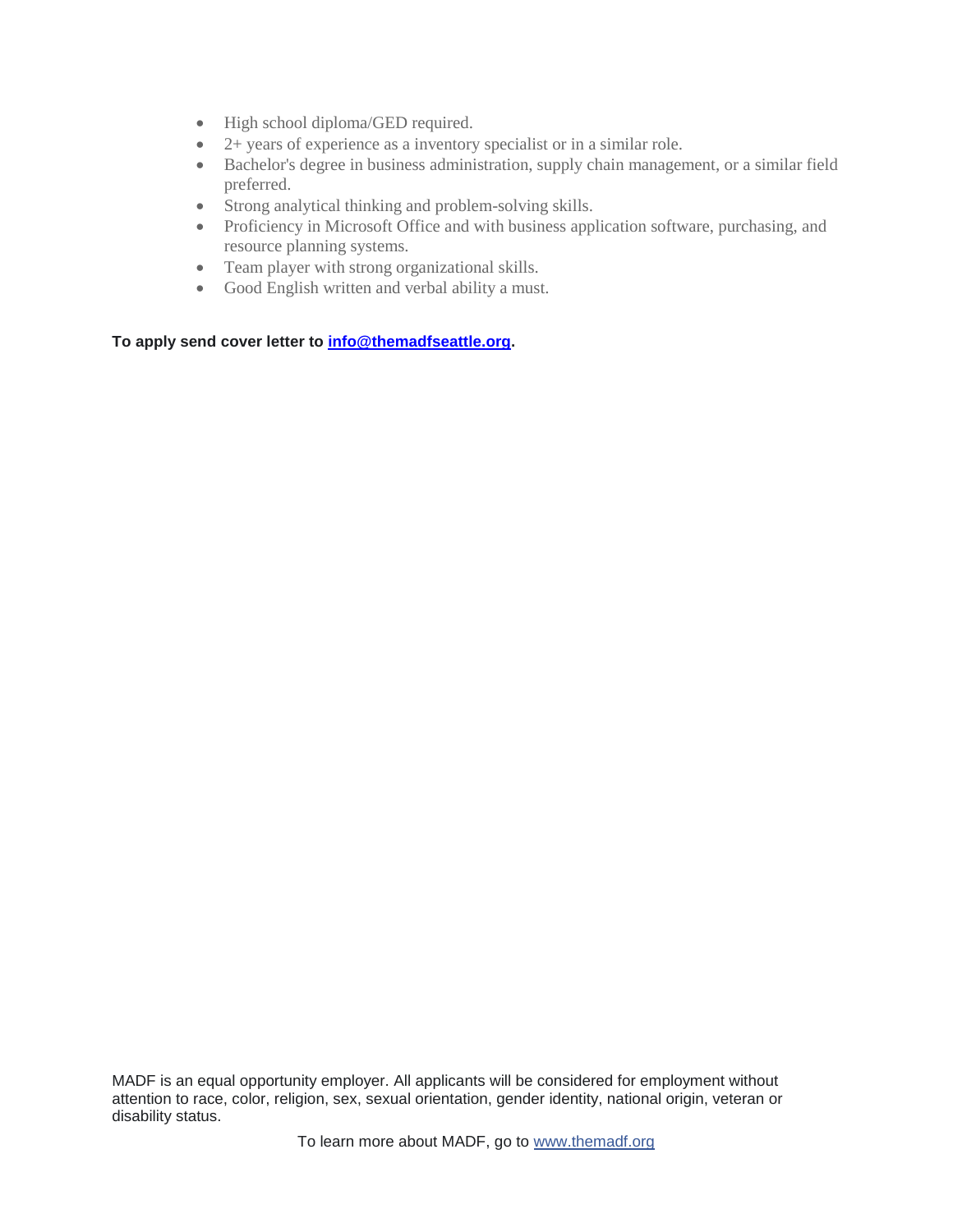- High school diploma/GED required.
- 2+ years of experience as a inventory specialist or in a similar role.
- Bachelor's degree in business administration, supply chain management, or a similar field preferred.
- Strong analytical thinking and problem-solving skills.
- Proficiency in Microsoft Office and with business application software, purchasing, and resource planning systems.
- Team player with strong organizational skills.
- Good English written and verbal ability a must.

**To apply send cover letter to [info@themadfseattle.org](mailto:info@themadfseattle.org).**

MADF is an equal opportunity employer. All applicants will be considered for employment without attention to race, color, religion, sex, sexual orientation, gender identity, national origin, veteran or disability status.

To learn more about MADF, go to [www.themadf.org](http://www.themadf.org)